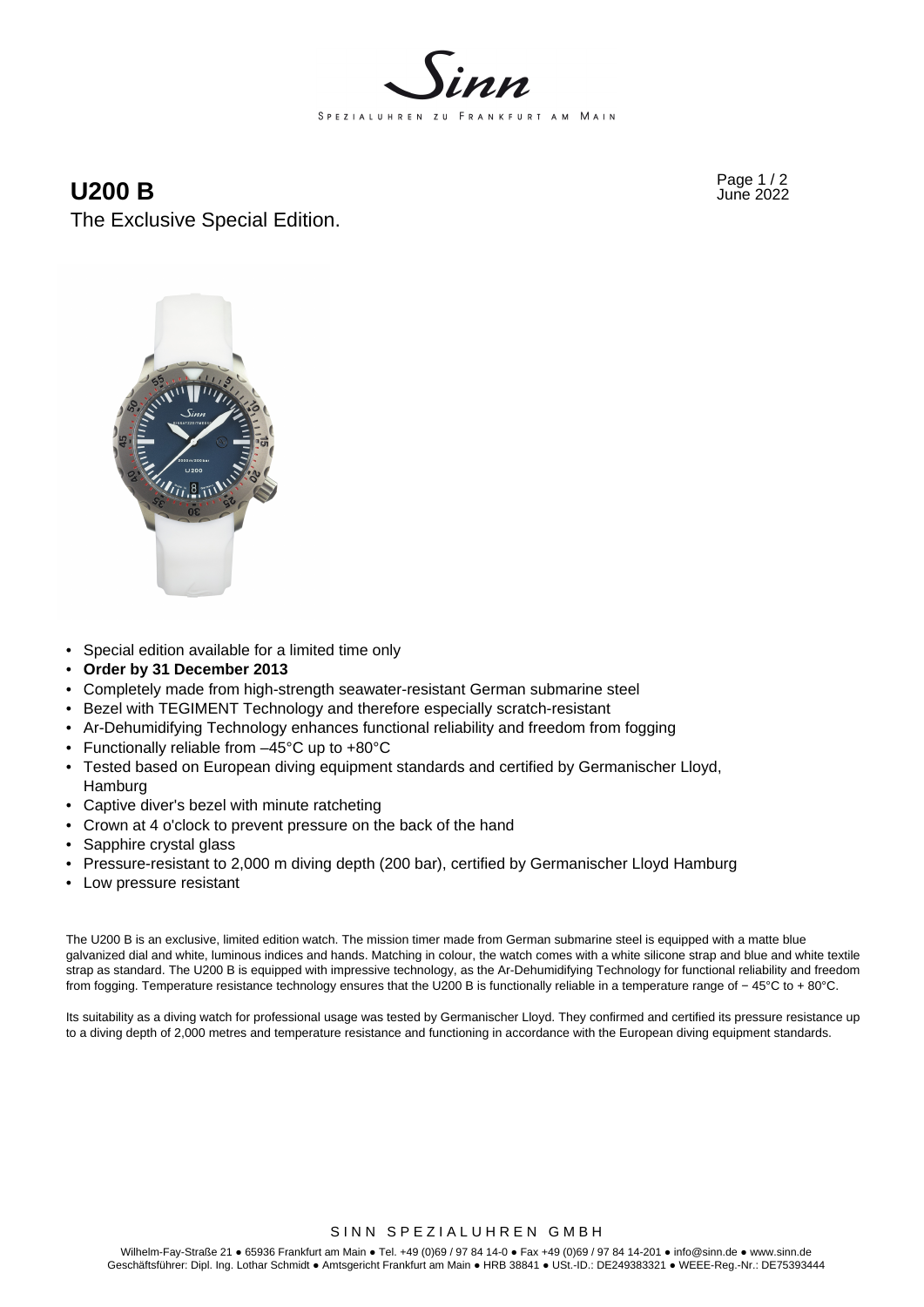# U200 B

The Exclusive Special Edition.

- Special edition available for a limited time only
- **Order by 31 December 2013**
- Completely made from high-strength seawater-resistant German submarine steel
- Bezel with TEGIMENT Technology and therefore especially scratch-resistant
- Ar-Dehumidifying Technology enhances functional reliability and freedom from fogging
- Functionally reliable from –45°C up to +80°C
- Tested based on European diving equipment standards and certified by Germanischer Lloyd, Hamburg
- Captive diver's bezel with minute ratcheting
- Crown at 4 o'clock to prevent pressure on the back of the hand
- Sapphire crystal glass
- Pressure-resistant to 2,000 m diving depth (200 bar), certified by Germanischer Lloyd Hamburg
- Low pressure resistant

The U200 B is an exclusive, limited edition watch. The mission timer made from German submarine steel is equipped with a matte blue galvanized dial and white, luminous indices and hands. Matching in colour, the watch comes with a white silicone strap and blue and white textile strap as standard. The U200 B is equipped with impressive technology, as the Ar-Dehumidifying Technology for functional reliability and freedom from fogging. Temperature resistance technology ensures that the U200 B is functionally reliable in a temperature range of − 45°C to + 80°C.

Its suitability as a diving watch for professional usage was tested by Germanischer Lloyd. They confirmed and certified its pressure resistance up to a diving depth of 2,000 metres and temperature resistance and functioning in accordance with the European diving equipment standards.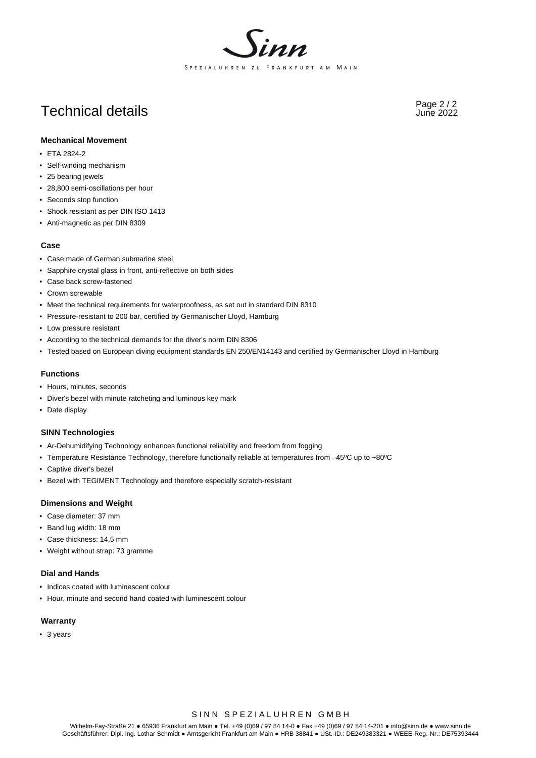# Technical details

June 2022

### Mechanical Movement

- ETA 2824-2
- Self-winding mechanism
- 25 bearing jewels
- 28,800 semi-oscillations per hour
- Seconds stop function
- Shock resistant as per DIN ISO 1413
- Anti-magnetic as per DIN 8309

### Case

- Case made of German submarine steel
- Sapphire crystal glass in front, anti-reflective on both sides
- Case back screw-fastened
- Crown screwable
- Meet the technical requirements for waterproofness, as set out in standard DIN 8310
- Pressure-resistant to 200 bar, certified by Germanischer Lloyd, Hamburg
- Low pressure resistant
- According to the technical demands for the diver's norm DIN 8306
- Tested based on European diving equipment standards EN 250/EN14143 and certified by Germanischer Lloyd in Hamburg

### Functions

- Hours, minutes, seconds
- Diver's bezel with minute ratcheting and luminous key mark
- Date display

### SINN Technologies

- Ar-Dehumidifying Technology enhances functional reliability and freedom from fogging
- Temperature Resistance Technology, therefore functionally reliable at temperatures from –45ºC up to +80ºC
- Captive diver's bezel
- Bezel with TEGIMENT Technology and therefore especially scratch-resistant

### Dimensions and Weight

- Case diameter: 37 mm
- Band lug width: 18 mm
- Case thickness: 14,5 mm
- Weight without strap: 73 gramme

### Dial and Hands

- Indices coated with luminescent colour
- Hour, minute and second hand coated with luminescent colour

### Warranty

- 3 years